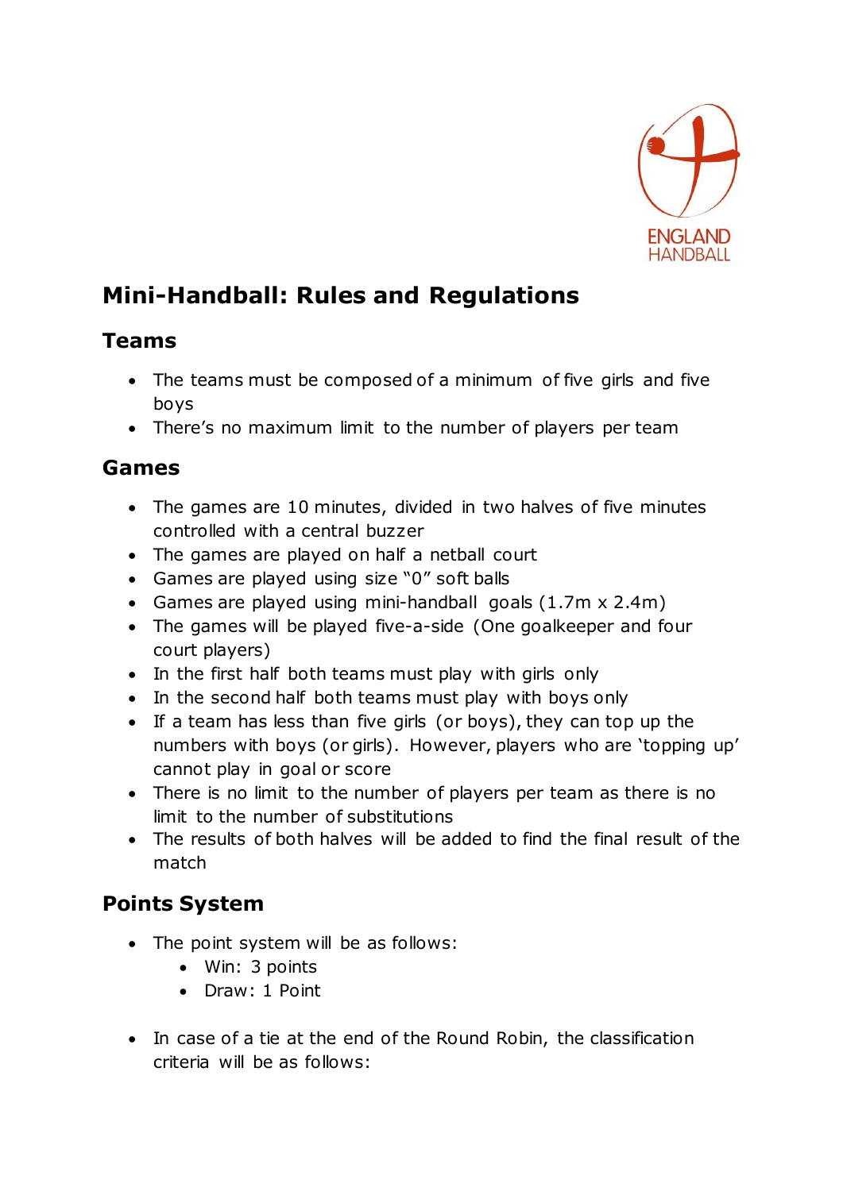ENGLAND HANDBALL

# Mini-Handball: Rules and Regulations

## Teams

- The teams must be composed of a minimum of five girls and five boys
- There's no maximum limit to the number of players per team

## Games

- The games are 10 minutes, divided in two halves of five minutes controlled with a central buzzer
- The games are played on half a netball court
- Games are played using size "0" soft balls
- Games are played using mini-handball goals (1.7m x 2.4m)
- The games will be played five-a-side (One goalkeeper and four court players)
- In the first half both teams must play with girls only
- In the second half both teams must play with boys only
- If a team has less than five girls (or boys), they can top up the numbers with boys (or girls). However, players who are 'topping up' cannot play in goal or score
- There is no limit to the number of players per team as there is no limit to the number of substitutions
- The results of both halves will be added to find the final result of the match

## Points System

- The point system will be as follows:
  - Win: 3 points
  - Draw: 1 Point

- In case of a tie at the end of the Round Robin, the classification criteria will be as follows: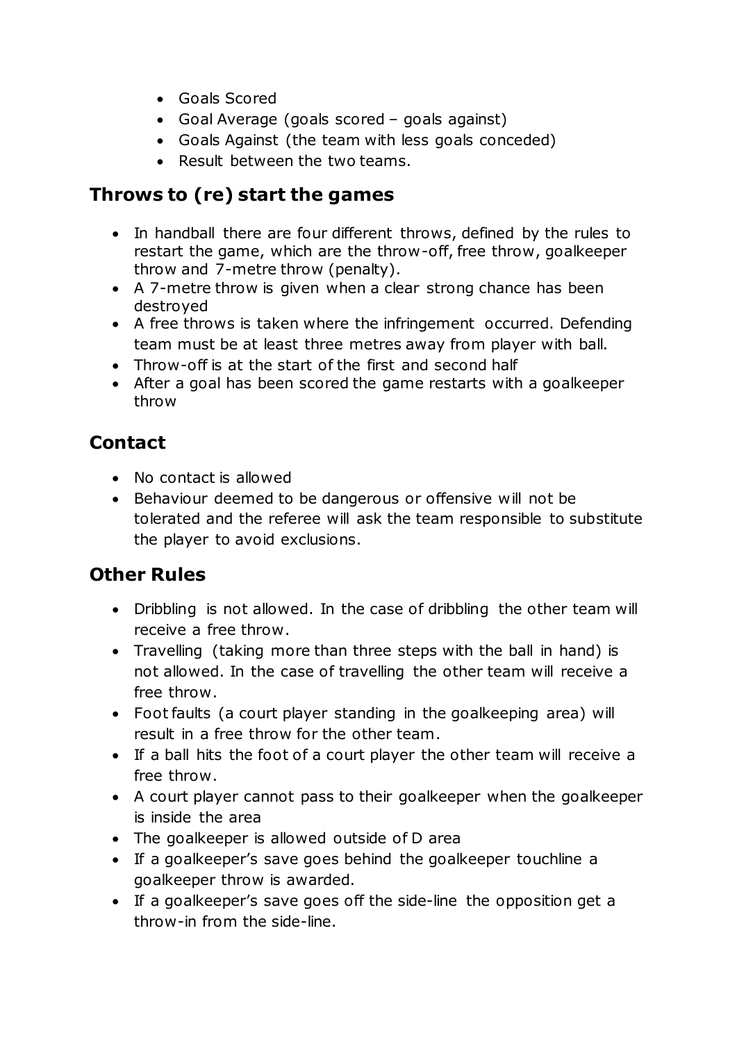- Goals Scored
- Goal Average (goals scored – goals against)
- Goals Against (the team with less goals conceded)
- Result between the two teams.

## Throws to (re) start the games

- In handball there are four different throws, defined by the rules to restart the game, which are the throw-off, free throw, goalkeeper throw and 7-metre throw (penalty).
- A 7-metre throw is given when a clear strong chance has been destroyed
- A free throws is taken where the infringement occurred. Defending team must be at least three metres away from player with ball.
- Throw-off is at the start of the first and second half
- After a goal has been scored the game restarts with a goalkeeper throw

## Contact

- No contact is allowed
- Behaviour deemed to be dangerous or offensive will not be tolerated and the referee will ask the team responsible to substitute the player to avoid exclusions.

## Other Rules

- Dribbling is not allowed. In the case of dribbling the other team will receive a free throw.
- Travelling (taking more than three steps with the ball in hand) is not allowed. In the case of travelling the other team will receive a free throw.
- Foot faults (a court player standing in the goalkeeping area) will result in a free throw for the other team.
- If a ball hits the foot of a court player the other team will receive a free throw.
- A court player cannot pass to their goalkeeper when the goalkeeper is inside the area
- The goalkeeper is allowed outside of D area
- If a goalkeeper's save goes behind the goalkeeper touchline a goalkeeper throw is awarded.
- If a goalkeeper's save goes off the side-line the opposition get a throw-in from the side-line.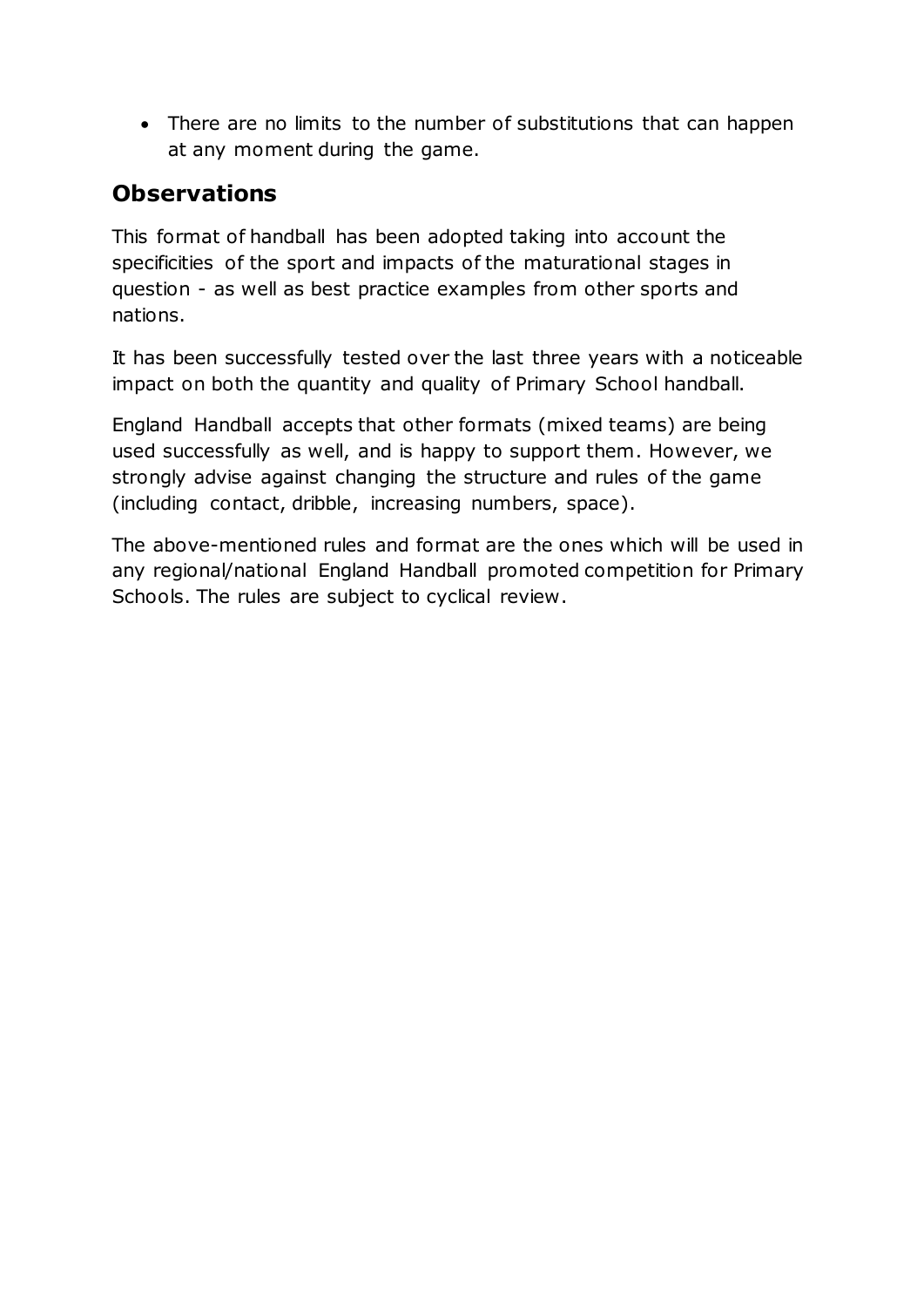- There are no limits to the number of substitutions that can happen at any moment during the game.

## Observations

This format of handball has been adopted taking into account the specificities of the sport and impacts of the maturational stages in question - as well as best practice examples from other sports and nations.

It has been successfully tested over the last three years with a noticeable impact on both the quantity and quality of Primary School handball.

England Handball accepts that other formats (mixed teams) are being used successfully as well, and is happy to support them. However, we strongly advise against changing the structure and rules of the game (including contact, dribble, increasing numbers, space).

The above-mentioned rules and format are the ones which will be used in any regional/national England Handball promoted competition for Primary Schools. The rules are subject to cyclical review.